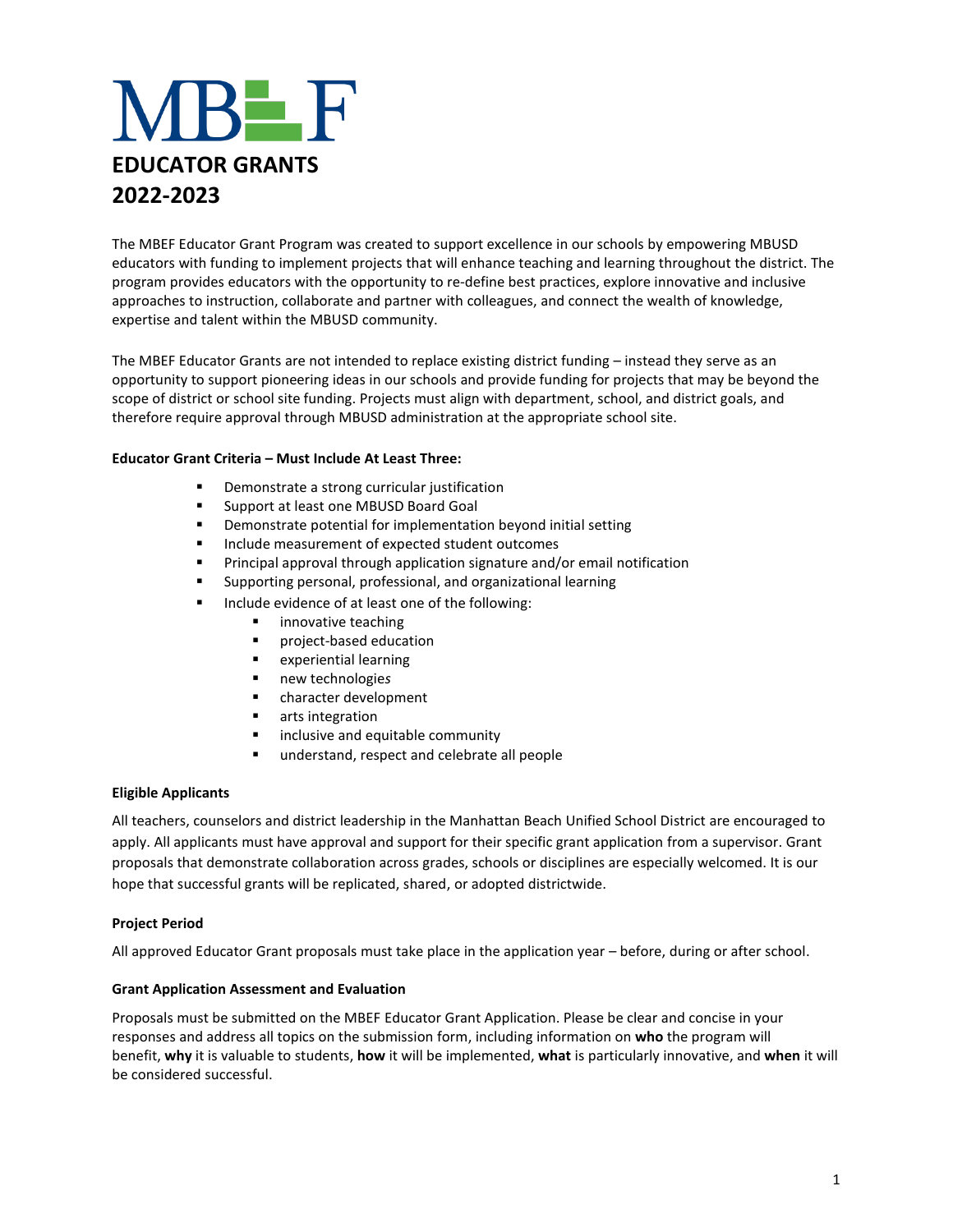# MBEF

# EDUCATOR GRANTS 2022-2023

The MBEF Educator Grant Program was created to support excellence in our schools by empowering MBUSD educators with funding to implement projects that will enhance teaching and learning throughout the district. The program provides educators with the opportunity to re-define best practices, explore innovative and inclusive approaches to instruction, collaborate and partner with colleagues, and connect the wealth of knowledge, expertise and talent within the MBUSD community.

The MBEF Educator Grants are not intended to replace existing district funding – instead they serve as an opportunity to support pioneering ideas in our schools and provide funding for projects that may be beyond the scope of district or school site funding. Projects must align with department, school, and district goals, and therefore require approval through MBUSD administration at the appropriate school site.

**Educator Grant Criteria – Must Include At Least Three:**

- Demonstrate a strong curricular justification
- Support at least one MBUSD Board Goal
- Demonstrate potential for implementation beyond initial setting
- Include measurement of expected student outcomes
- Principal approval through application signature and/or email notification
- Supporting personal, professional, and organizational learning
- Include evidence of at least one of the following:
  - innovative teaching
  - project-based education
  - experiential learning
  - new technologie*s*
  - character development
  - arts integration
  - inclusive and equitable community
  - understand, respect and celebrate all people

**Eligible Applicants**

All teachers, counselors and district leadership in the Manhattan Beach Unified School District are encouraged to apply. All applicants must have approval and support for their specific grant application from a supervisor. Grant proposals that demonstrate collaboration across grades, schools or disciplines are especially welcomed. It is our hope that successful grants will be replicated, shared, or adopted districtwide.

**Project Period**

All approved Educator Grant proposals must take place in the application year – before, during or after school.

**Grant Application Assessment and Evaluation**

Proposals must be submitted on the MBEF Educator Grant Application. Please be clear and concise in your responses and address all topics on the submission form, including information on **who** the program will benefit, **why** it is valuable to students, **how** it will be implemented, **what** is particularly innovative, and **when** it will be considered successful.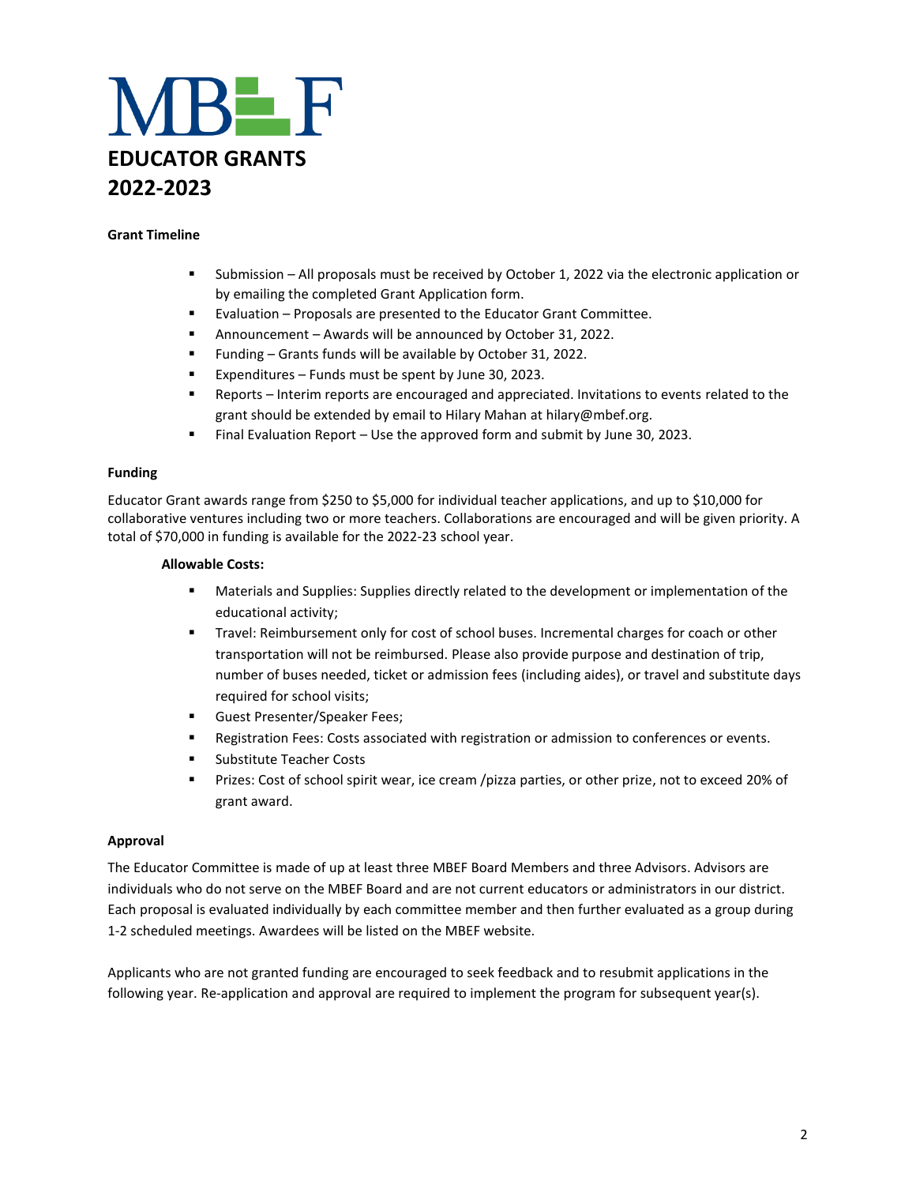# MBEF

# EDUCATOR GRANTS 2022-2023

**Grant Timeline**

- Submission – All proposals must be received by October 1, 2022 via the electronic application or by emailing the completed Grant Application form.
- Evaluation – Proposals are presented to the Educator Grant Committee.
- Announcement – Awards will be announced by October 31, 2022.
- Funding – Grants funds will be available by October 31, 2022.
- Expenditures – Funds must be spent by June 30, 2023.
- Reports – Interim reports are encouraged and appreciated. Invitations to events related to the grant should be extended by email to Hilary Mahan at hilary@mbef.org.
- Final Evaluation Report – Use the approved form and submit by June 30, 2023.

**Funding**

Educator Grant awards range from $250 to $5,000 for individual teacher applications, and up to $10,000 for collaborative ventures including two or more teachers. Collaborations are encouraged and will be given priority. A total of $70,000 in funding is available for the 2022-23 school year.

**Allowable Costs:**

- Materials and Supplies: Supplies directly related to the development or implementation of the educational activity;
- Travel: Reimbursement only for cost of school buses. Incremental charges for coach or other transportation will not be reimbursed. Please also provide purpose and destination of trip, number of buses needed, ticket or admission fees (including aides), or travel and substitute days required for school visits;
- Guest Presenter/Speaker Fees;
- Registration Fees: Costs associated with registration or admission to conferences or events.
- Substitute Teacher Costs
- Prizes: Cost of school spirit wear, ice cream /pizza parties, or other prize, not to exceed 20% of grant award.

**Approval**

The Educator Committee is made of up at least three MBEF Board Members and three Advisors. Advisors are individuals who do not serve on the MBEF Board and are not current educators or administrators in our district. Each proposal is evaluated individually by each committee member and then further evaluated as a group during 1-2 scheduled meetings. Awardees will be listed on the MBEF website.

Applicants who are not granted funding are encouraged to seek feedback and to resubmit applications in the following year. Re-application and approval are required to implement the program for subsequent year(s).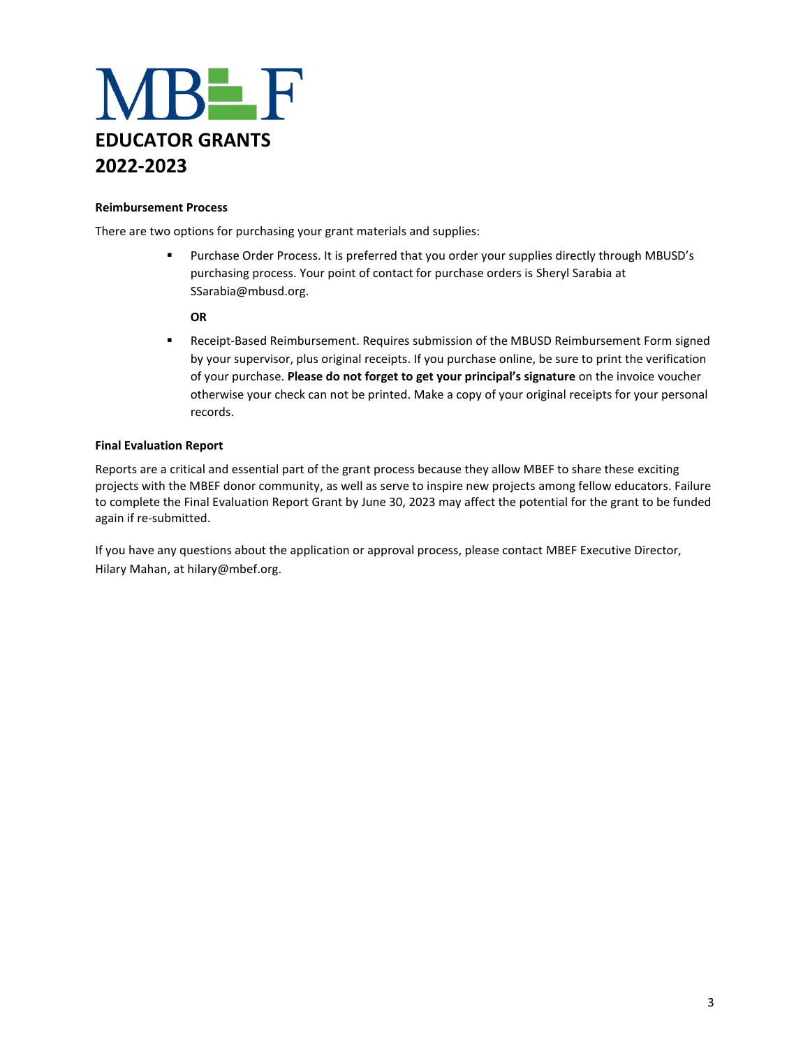MBEF

# EDUCATOR GRANTS 2022-2023

**Reimbursement Process**

There are two options for purchasing your grant materials and supplies:

- Purchase Order Process. It is preferred that you order your supplies directly through MBUSD's purchasing process. Your point of contact for purchase orders is Sheryl Sarabia at SSarabia@mbusd.org.

  **OR**

- Receipt-Based Reimbursement. Requires submission of the MBUSD Reimbursement Form signed by your supervisor, plus original receipts. If you purchase online, be sure to print the verification of your purchase. **Please do not forget to get your principal's signature** on the invoice voucher otherwise your check can not be printed. Make a copy of your original receipts for your personal records.

**Final Evaluation Report**

Reports are a critical and essential part of the grant process because they allow MBEF to share these exciting projects with the MBEF donor community, as well as serve to inspire new projects among fellow educators. Failure to complete the Final Evaluation Report Grant by June 30, 2023 may affect the potential for the grant to be funded again if re-submitted.

If you have any questions about the application or approval process, please contact MBEF Executive Director, Hilary Mahan, at hilary@mbef.org.